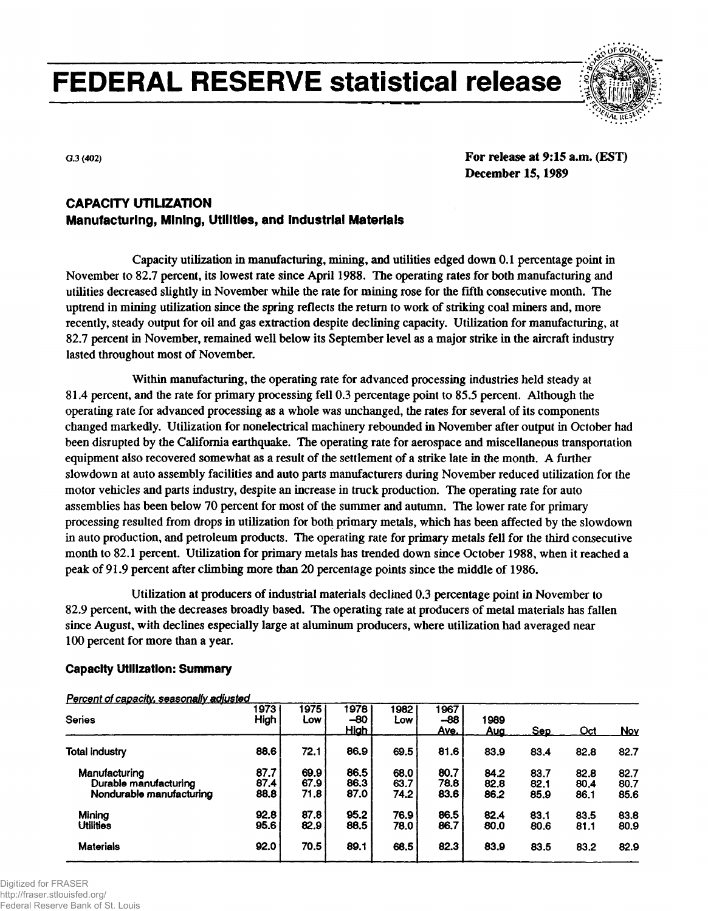# FEDERAL RESERVE statistical release

G.3 (402)

**For release at 9:15 a.m. (EST)**
**December 15, 1989**

## CAPACITY UTILIZATION
### Manufacturing, Mining, Utilities, and Industrial Materials

Capacity utilization in manufacturing, mining, and utilities edged down 0.1 percentage point in November to 82.7 percent, its lowest rate since April 1988. The operating rates for both manufacturing and utilities decreased slightly in November while the rate for mining rose for the fifth consecutive month. The uptrend in mining utilization since the spring reflects the return to work of striking coal miners and, more recently, steady output for oil and gas extraction despite declining capacity. Utilization for manufacturing, at 82.7 percent in November, remained well below its September level as a major strike in the aircraft industry lasted throughout most of November.

Within manufacturing, the operating rate for advanced processing industries held steady at 81.4 percent, and the rate for primary processing fell 0.3 percentage point to 85.5 percent. Although the operating rate for advanced processing as a whole was unchanged, the rates for several of its components changed markedly. Utilization for nonelectrical machinery rebounded in November after output in October had been disrupted by the California earthquake. The operating rate for aerospace and miscellaneous transportation equipment also recovered somewhat as a result of the settlement of a strike late in the month. A further slowdown at auto assembly facilities and auto parts manufacturers during November reduced utilization for the motor vehicles and parts industry, despite an increase in truck production. The operating rate for auto assemblies has been below 70 percent for most of the summer and autumn. The lower rate for primary processing resulted from drops in utilization for both primary metals, which has been affected by the slowdown in auto production, and petroleum products. The operating rate for primary metals fell for the third consecutive month to 82.1 percent. Utilization for primary metals has trended down since October 1988, when it reached a peak of 91.9 percent after climbing more than 20 percentage points since the middle of 1986.

Utilization at producers of industrial materials declined 0.3 percentage point in November to 82.9 percent, with the decreases broadly based. The operating rate at producers of metal materials has fallen since August, with declines especially large at aluminum producers, where utilization had averaged near 100 percent for more than a year.

### Capacity Utilization: Summary

*Percent of capacity, seasonally adjusted*

| Series | 1973 High | 1975 Low | 1978 –80 High | 1982 Low | 1967 –88 Ave. | 1989 Aug | Sep | Oct | Nov |
|---|---|---|---|---|---|---|---|---|---|
| Total industry | 88.6 | 72.1 | 86.9 | 69.5 | 81.6 | 83.9 | 83.4 | 82.8 | 82.7 |
| Manufacturing | 87.7 | 69.9 | 86.5 | 68.0 | 80.7 | 84.2 | 83.7 | 82.8 | 82.7 |
| Durable manufacturing | 87.4 | 67.9 | 86.3 | 63.7 | 78.8 | 82.8 | 82.1 | 80.4 | 80.7 |
| Nondurable manufacturing | 88.8 | 71.8 | 87.0 | 74.2 | 83.6 | 86.2 | 85.9 | 86.1 | 85.6 |
| Mining | 92.8 | 87.8 | 95.2 | 76.9 | 86.5 | 82.4 | 83.1 | 83.5 | 83.8 |
| Utilities | 95.6 | 82.9 | 88.5 | 78.0 | 86.7 | 80.0 | 80.6 | 81.1 | 80.9 |
| Materials | 92.0 | 70.5 | 89.1 | 68.5 | 82.3 | 83.9 | 83.5 | 83.2 | 82.9 |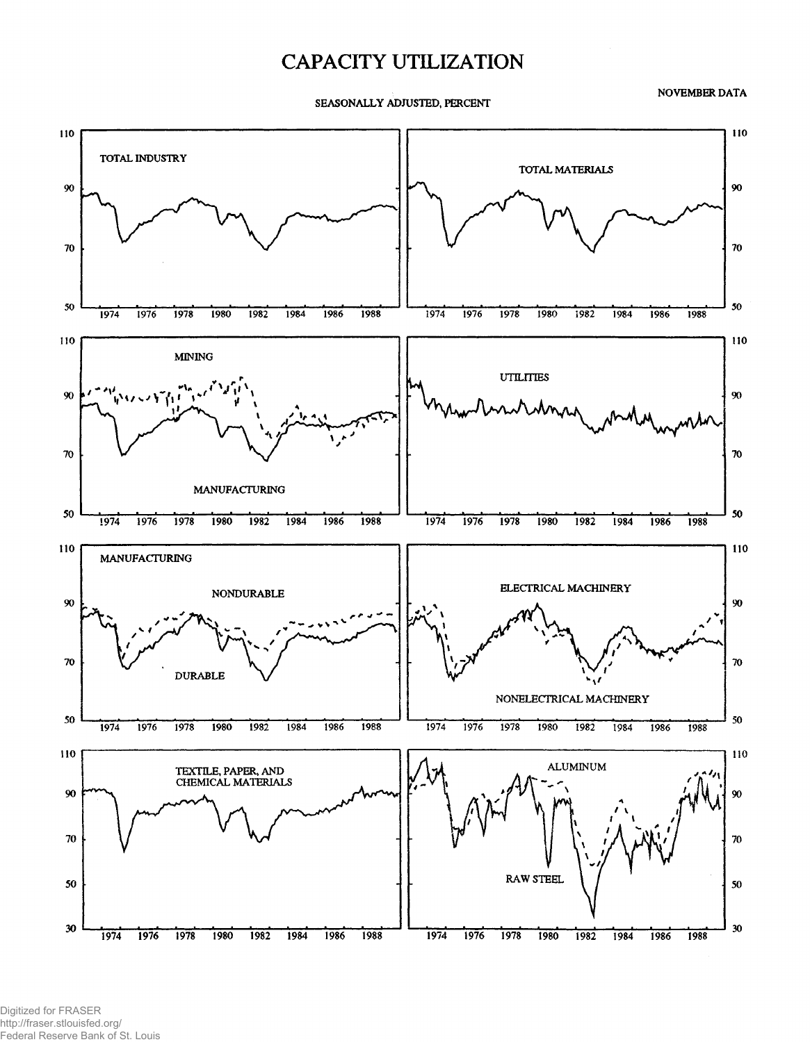# CAPACITY UTILIZATION

SEASONALLY ADJUSTED, PERCENT

NOVEMBER DATA

TOTAL INDUSTRY

TOTAL MATERIALS

MINING

MANUFACTURING

UTILITIES

MANUFACTURING

NONDURABLE

DURABLE

ELECTRICAL MACHINERY

NONELECTRICAL MACHINERY

TEXTILE, PAPER, AND CHEMICAL MATERIALS

ALUMINUM

RAW STEEL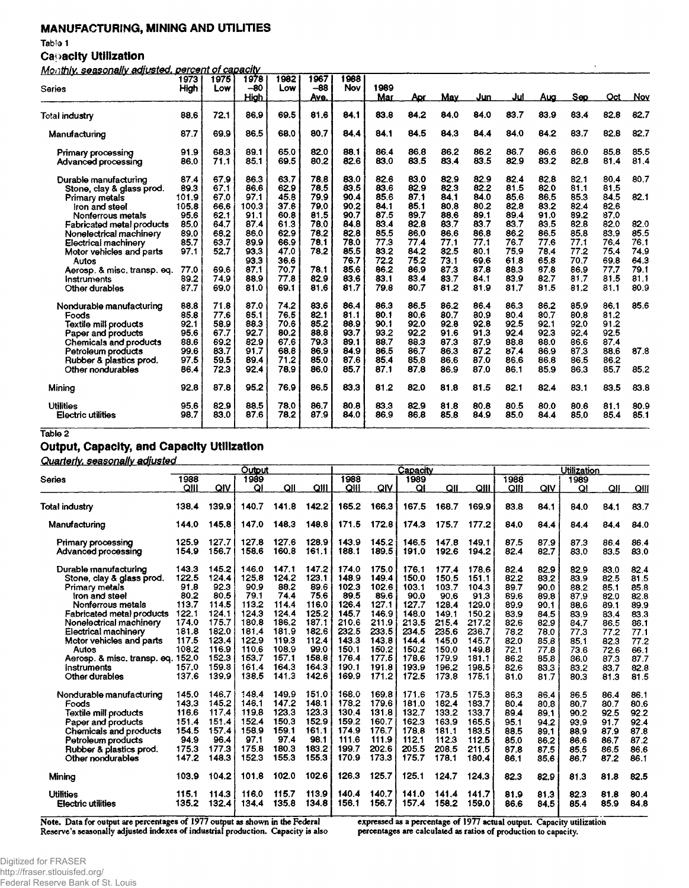## MANUFACTURING, MINING AND UTILITIES

Table 1

### Capacity Utilization

*Monthly, seasonally adjusted, percent of capacity*

| Series | 1973 High | 1975 Low | 1978 -80 High | 1982 Low | 1967 -88 Ave. | 1988 Nov | 1989 Mar | Apr | May | Jun | Jul | Aug | Sep | Oct | Nov |
|---|---|---|---|---|---|---|---|---|---|---|---|---|---|---|---|
| Total industry | 88.6 | 72.1 | 86.9 | 69.5 | 81.6 | 84.1 | 83.8 | 84.2 | 84.0 | 84.0 | 83.7 | 83.9 | 83.4 | 82.8 | 82.7 |
| Manufacturing | 87.7 | 69.9 | 86.5 | 68.0 | 80.7 | 84.4 | 84.1 | 84.5 | 84.3 | 84.4 | 84.0 | 84.2 | 83.7 | 82.8 | 82.7 |
| Primary processing | 91.9 | 68.3 | 89.1 | 65.0 | 82.0 | 88.1 | 86.4 | 86.8 | 86.2 | 86.2 | 86.7 | 86.6 | 86.0 | 85.8 | 85.5 |
| Advanced processing | 86.0 | 71.1 | 85.1 | 69.5 | 80.2 | 82.6 | 83.0 | 83.5 | 83.4 | 83.5 | 82.9 | 83.2 | 82.8 | 81.4 | 81.4 |
| Durable manufacturing | 87.4 | 67.9 | 86.3 | 63.7 | 78.8 | 83.0 | 82.6 | 83.0 | 82.9 | 82.9 | 82.4 | 82.8 | 82.1 | 80.4 | 80.7 |
| Stone, clay & glass prod. | 89.3 | 67.1 | 86.6 | 62.9 | 78.5 | 83.5 | 83.6 | 82.9 | 82.3 | 82.2 | 81.5 | 82.0 | 81.1 | 81.5 | |
| Primary metals | 101.9 | 67.0 | 97.1 | 45.8 | 79.9 | 90.4 | 85.6 | 87.1 | 84.1 | 84.0 | 85.6 | 86.5 | 85.3 | 84.5 | 82.1 |
| Iron and steel | 105.8 | 66.6 | 100.3 | 37.6 | 79.0 | 90.2 | 84.1 | 85.1 | 80.8 | 80.2 | 82.8 | 83.2 | 82.4 | 82.6 | |
| Nonferrous metals | 95.6 | 62.1 | 91.1 | 60.8 | 81.5 | 90.7 | 87.5 | 89.7 | 88.6 | 89.1 | 89.4 | 91.0 | 89.2 | 87.0 | |
| Fabricated metal products | 85.0 | 64.7 | 87.4 | 61.3 | 78.0 | 84.8 | 83.4 | 82.8 | 83.7 | 83.7 | 83.7 | 83.5 | 82.8 | 82.0 | 82.0 |
| Nonelectrical machinery | 89.0 | 68.2 | 86.0 | 62.9 | 78.2 | 82.8 | 85.5 | 86.0 | 86.6 | 86.8 | 86.2 | 86.5 | 85.8 | 83.9 | 85.5 |
| Electrical machinery | 85.7 | 63.7 | 89.9 | 66.9 | 78.1 | 78.0 | 77.3 | 77.4 | 77.1 | 77.1 | 76.7 | 77.6 | 77.1 | 76.4 | 76.1 |
| Motor vehicles and parts | 97.1 | 52.7 | 93.3 | 47.0 | 78.2 | 85.5 | 83.2 | 84.2 | 82.5 | 80.1 | 75.9 | 78.4 | 77.2 | 75.4 | 74.9 |
| Autos | | | 93.3 | 36.6 | | 76.7 | 72.2 | 75.2 | 73.1 | 69.6 | 61.8 | 65.8 | 70.7 | 69.8 | 64.3 |
| Aerosp. & misc. transp. eq. | 77.0 | 69.6 | 87.1 | 70.7 | 78.1 | 85.6 | 86.2 | 86.9 | 87.3 | 87.8 | 88.3 | 87.8 | 86.9 | 77.7 | 79.1 |
| Instruments | 89.2 | 74.9 | 88.9 | 77.8 | 82.9 | 83.6 | 83.1 | 83.4 | 83.7 | 84.1 | 83.9 | 82.7 | 81.7 | 81.5 | 81.1 |
| Other durables | 87.7 | 69.0 | 81.0 | 69.1 | 81.6 | 81.7 | 79.8 | 80.7 | 81.2 | 81.9 | 81.7 | 81.5 | 81.2 | 81.1 | 80.9 |
| Nondurable manufacturing | 88.8 | 71.8 | 87.0 | 74.2 | 83.6 | 86.4 | 86.3 | 86.5 | 86.2 | 86.4 | 86.3 | 86.2 | 85.9 | 86.1 | 85.6 |
| Foods | 85.8 | 77.6 | 85.1 | 76.5 | 82.1 | 81.1 | 80.1 | 80.6 | 80.7 | 80.9 | 80.4 | 80.7 | 80.8 | 81.2 | |
| Textile mill products | 92.1 | 58.9 | 88.3 | 70.6 | 85.2 | 88.9 | 90.1 | 92.0 | 92.8 | 92.8 | 92.5 | 92.1 | 92.0 | 91.2 | |
| Paper and products | 95.6 | 67.7 | 92.7 | 80.2 | 88.8 | 93.7 | 93.2 | 92.2 | 91.6 | 91.3 | 92.4 | 92.3 | 92.4 | 92.5 | |
| Chemicals and products | 88.6 | 69.2 | 82.9 | 67.6 | 79.3 | 89.1 | 88.7 | 88.3 | 87.3 | 87.9 | 88.8 | 88.0 | 86.6 | 87.4 | |
| Petroleum products | 99.6 | 83.7 | 91.7 | 68.8 | 86.9 | 84.9 | 86.5 | 86.7 | 86.3 | 87.2 | 87.4 | 86.9 | 87.3 | 88.6 | 87.8 |
| Rubber & plastics prod. | 97.5 | 59.5 | 89.4 | 71.2 | 85.0 | 87.6 | 85.4 | 85.8 | 86.6 | 87.0 | 86.6 | 86.8 | 86.5 | 86.2 | |
| Other nondurables | 86.4 | 72.3 | 92.4 | 78.9 | 86.0 | 85.7 | 87.1 | 87.8 | 86.9 | 87.0 | 86.1 | 85.9 | 86.3 | 85.7 | 85.2 |
| Mining | 92.8 | 87.8 | 95.2 | 76.9 | 86.5 | 83.3 | 81.2 | 82.0 | 81.8 | 81.5 | 82.1 | 82.4 | 83.1 | 83.5 | 83.8 |
| Utilities | 95.6 | 82.9 | 88.5 | 78.0 | 86.7 | 80.8 | 83.3 | 82.9 | 81.8 | 80.8 | 80.5 | 80.0 | 80.6 | 81.1 | 80.9 |
| Electric utilities | 98.7 | 83.0 | 87.6 | 78.2 | 87.9 | 84.0 | 86.9 | 86.8 | 85.8 | 84.9 | 85.0 | 84.4 | 85.0 | 85.4 | 85.1 |

Table 2

### Output, Capacity, and Capacity Utilization

*Quarterly, seasonally adjusted*

| Series | Output | | | | | Capacity | | | | | Utilization | | | | |
|---|---|---|---|---|---|---|---|---|---|---|---|---|---|---|---|
| | 1988 QIII | QIV | 1989 QI | QII | QIII | 1988 QIII | QIV | 1989 QI | QII | QIII | 1988 QIII | QIV | 1989 QI | QII | QIII |
| Total industry | 138.4 | 139.9 | 140.7 | 141.8 | 142.2 | 165.2 | 166.3 | 167.5 | 168.7 | 169.9 | 83.8 | 84.1 | 84.0 | 84.1 | 83.7 |
| Manufacturing | 144.0 | 145.8 | 147.0 | 148.3 | 148.8 | 171.5 | 172.8 | 174.3 | 175.7 | 177.2 | 84.0 | 84.4 | 84.4 | 84.4 | 84.0 |
| Primary processing | 125.9 | 127.7 | 127.8 | 127.6 | 128.9 | 143.9 | 145.2 | 146.5 | 147.8 | 149.1 | 87.5 | 87.9 | 87.3 | 86.4 | 86.4 |
| Advanced processing | 154.9 | 156.7 | 158.6 | 160.8 | 161.1 | 188.1 | 189.5 | 191.0 | 192.6 | 194.2 | 82.4 | 82.7 | 83.0 | 83.5 | 83.0 |
| Durable manufacturing | 143.3 | 145.2 | 146.0 | 147.1 | 147.2 | 174.0 | 175.0 | 176.1 | 177.4 | 178.6 | 82.4 | 82.9 | 82.9 | 83.0 | 82.4 |
| Stone, clay & glass prod. | 122.5 | 124.4 | 125.8 | 124.2 | 123.1 | 148.9 | 149.4 | 150.0 | 150.5 | 151.1 | 82.2 | 83.2 | 83.9 | 82.5 | 81.5 |
| Primary metals | 91.8 | 92.3 | 90.9 | 88.2 | 89.6 | 102.3 | 102.6 | 103.1 | 103.7 | 104.3 | 89.7 | 90.0 | 88.2 | 85.1 | 85.8 |
| Iron and steel | 80.2 | 80.5 | 79.1 | 74.4 | 75.6 | 89.5 | 89.6 | 90.0 | 90.6 | 91.3 | 89.6 | 89.8 | 87.9 | 82.0 | 82.8 |
| Nonferrous metals | 113.7 | 114.5 | 113.2 | 114.4 | 116.0 | 126.4 | 127.1 | 127.7 | 128.4 | 129.0 | 89.9 | 90.1 | 88.6 | 89.1 | 89.9 |
| Fabricated metal products | 122.1 | 124.1 | 124.3 | 124.4 | 125.2 | 145.7 | 146.9 | 148.0 | 149.1 | 150.2 | 83.9 | 84.5 | 83.9 | 83.4 | 83.3 |
| Nonelectrical machinery | 174.0 | 175.7 | 180.8 | 186.2 | 187.1 | 210.6 | 211.9 | 213.5 | 215.4 | 217.2 | 82.6 | 82.9 | 84.7 | 86.5 | 86.1 |
| Electrical machinery | 181.8 | 182.0 | 181.4 | 181.9 | 182.6 | 232.5 | 233.5 | 234.5 | 235.6 | 236.7 | 78.2 | 78.0 | 77.3 | 77.2 | 77.1 |
| Motor vehicles and parts | 117.5 | 123.4 | 122.9 | 119.3 | 112.4 | 143.3 | 143.8 | 144.4 | 145.0 | 145.7 | 82.0 | 85.8 | 85.1 | 82.3 | 77.2 |
| Autos | 108.2 | 116.9 | 110.6 | 108.9 | 99.0 | 150.1 | 150.2 | 150.2 | 150.0 | 149.8 | 72.1 | 77.8 | 73.6 | 72.6 | 66.1 |
| Aerosp. & misc. transp. eq. | 152.0 | 152.3 | 153.7 | 157.1 | 158.8 | 176.4 | 177.5 | 178.6 | 179.9 | 181.1 | 86.2 | 85.8 | 86.0 | 87.3 | 87.7 |
| Instruments | 157.0 | 159.8 | 161.4 | 164.3 | 164.3 | 190.1 | 191.8 | 193.9 | 196.2 | 198.5 | 82.6 | 83.3 | 83.2 | 83.7 | 82.8 |
| Other durables | 137.6 | 139.9 | 138.5 | 141.3 | 142.6 | 169.9 | 171.2 | 172.5 | 173.8 | 175.1 | 81.0 | 81.7 | 80.3 | 81.3 | 81.5 |
| Nondurable manufacturing | 145.0 | 146.7 | 148.4 | 149.9 | 151.0 | 168.0 | 169.8 | 171.6 | 173.5 | 175.3 | 86.3 | 86.4 | 86.5 | 86.4 | 86.1 |
| Foods | 143.3 | 145.2 | 146.1 | 147.2 | 148.1 | 178.2 | 179.6 | 181.0 | 182.4 | 183.7 | 80.4 | 80.8 | 80.7 | 80.7 | 80.6 |
| Textile mill products | 116.6 | 117.4 | 119.8 | 123.3 | 123.3 | 130.4 | 131.8 | 132.7 | 133.2 | 133.7 | 89.4 | 89.1 | 90.2 | 92.5 | 92.2 |
| Paper and products | 151.4 | 151.4 | 152.4 | 150.3 | 152.9 | 159.2 | 160.7 | 162.3 | 163.9 | 165.5 | 95.1 | 94.2 | 93.9 | 91.7 | 92.4 |
| Chemicals and products | 154.5 | 157.4 | 158.9 | 159.1 | 161.1 | 174.9 | 176.7 | 178.8 | 181.1 | 183.5 | 88.5 | 89.1 | 88.9 | 87.9 | 87.8 |
| Petroleum products | 94.9 | 96.4 | 97.1 | 97.4 | 98.1 | 111.6 | 111.9 | 112.1 | 112.3 | 112.5 | 85.0 | 86.2 | 86.6 | 86.7 | 87.2 |
| Rubber & plastics prod. | 175.3 | 177.3 | 175.8 | 180.3 | 183.2 | 199.7 | 202.6 | 205.5 | 208.5 | 211.5 | 87.8 | 87.5 | 85.5 | 86.5 | 86.6 |
| Other nondurables | 147.2 | 148.3 | 152.3 | 155.3 | 155.3 | 170.9 | 173.3 | 175.7 | 178.1 | 180.4 | 86.1 | 85.6 | 86.7 | 87.2 | 86.1 |
| Mining | 103.9 | 104.2 | 101.8 | 102.0 | 102.6 | 126.3 | 125.7 | 125.1 | 124.7 | 124.3 | 82.3 | 82.9 | 81.3 | 81.8 | 82.5 |
| Utilities | 115.1 | 114.3 | 116.0 | 115.7 | 113.9 | 140.4 | 140.7 | 141.0 | 141.4 | 141.7 | 81.9 | 81.3 | 82.3 | 81.8 | 80.4 |
| Electric utilities | 135.2 | 132.4 | 134.4 | 135.8 | 134.8 | 156.1 | 156.7 | 157.4 | 158.2 | 159.0 | 86.6 | 84.5 | 85.4 | 85.9 | 84.8 |

Note. Data for output are percentages of 1977 output as shown in the Federal Reserve's seasonally adjusted indexes of industrial production. Capacity is also expressed as a percentage of 1977 actual output. Capacity utilization percentages are calculated as ratios of production to capacity.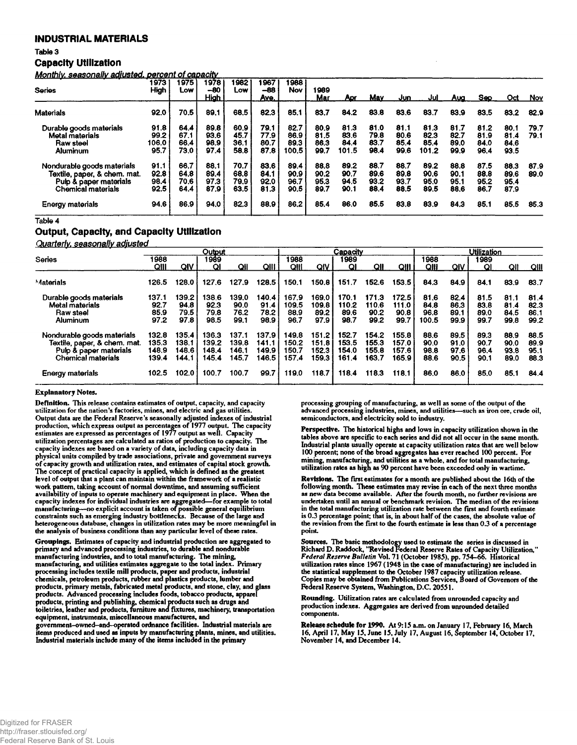## INDUSTRIAL MATERIALS

### Table 3

### Capacity Utilization

*Monthly, seasonally adjusted, percent of capacity*

| Series | 1973 High | 1975 Low | 1978–80 High | 1982 Low | 1967–88 Ave. | 1988 Nov | 1989 Mar | Apr | May | Jun | Jul | Aug | Sep | Oct | Nov |
|---|---|---|---|---|---|---|---|---|---|---|---|---|---|---|---|
| Materials | 92.0 | 70.5 | 89.1 | 68.5 | 82.3 | 85.1 | 83.7 | 84.2 | 83.8 | 83.6 | 83.7 | 83.9 | 83.5 | 83.2 | 82.9 |
| Durable goods materials | 91.8 | 64.4 | 89.8 | 60.9 | 79.1 | 82.7 | 80.9 | 81.3 | 81.0 | 81.1 | 81.3 | 81.7 | 81.2 | 80.1 | 79.7 |
| Metal materials | 99.2 | 67.1 | 93.6 | 45.7 | 77.9 | 86.9 | 81.5 | 83.6 | 79.8 | 80.6 | 82.3 | 82.7 | 81.9 | 81.4 | 79.1 |
| Raw steel | 106.0 | 66.4 | 98.9 | 36.1 | 80.7 | 89.3 | 86.3 | 84.4 | 83.7 | 85.4 | 85.4 | 89.0 | 84.0 | 84.6 | |
| Aluminum | 95.7 | 73.0 | 97.4 | 58.8 | 87.8 | 100.5 | 99.7 | 101.5 | 98.4 | 99.6 | 101.2 | 99.9 | 96.4 | 93.5 | |
| Nondurable goods materials | 91.1 | 66.7 | 88.1 | 70.7 | 83.6 | 89.4 | 88.8 | 89.2 | 88.7 | 88.7 | 89.2 | 88.8 | 87.5 | 88.3 | 87.9 |
| Textile, paper, & chem. mat. | 92.8 | 64.8 | 89.4 | 68.8 | 84.1 | 90.9 | 90.2 | 90.7 | 89.6 | 89.8 | 90.6 | 90.1 | 88.8 | 89.6 | 89.0 |
| Pulp & paper materials | 98.4 | 70.6 | 97.3 | 79.9 | 92.0 | 96.7 | 95.3 | 94.5 | 93.2 | 93.7 | 95.0 | 95.1 | 95.2 | 95.4 | |
| Chemical materials | 92.5 | 64.4 | 87.9 | 63.5 | 81.3 | 90.5 | 89.7 | 90.1 | 88.4 | 88.5 | 89.5 | 88.6 | 86.7 | 87.9 | |
| Energy materials | 94.6 | 86.9 | 94.0 | 82.3 | 88.9 | 86.2 | 85.4 | 86.0 | 85.5 | 83.8 | 83.9 | 84.3 | 85.1 | 85.5 | 85.3 |

### Table 4

### Output, Capacity, and Capacity Utilization

*Quarterly, seasonally adjusted*

| Series | Output | | | | | Capacity | | | | | Utilization | | | | |
|---|---|---|---|---|---|---|---|---|---|---|---|---|---|---|---|
| | 1988 QIII | QIV | 1989 QI | QII | QIII | 1988 QIII | QIV | 1989 QI | QII | QIII | 1988 QIII | QIV | 1989 QI | QII | QIII |
| Materials | 126.5 | 128.0 | 127.6 | 127.9 | 128.5 | 150.1 | 150.8 | 151.7 | 152.6 | 153.5 | 84.3 | 84.9 | 84.1 | 83.9 | 83.7 |
| Durable goods materials | 137.1 | 139.2 | 138.6 | 139.0 | 140.4 | 167.9 | 169.0 | 170.1 | 171.3 | 172.5 | 81.6 | 82.4 | 81.5 | 81.1 | 81.4 |
| Metal materials | 92.7 | 94.8 | 92.3 | 90.0 | 91.4 | 109.5 | 109.8 | 110.2 | 110.6 | 111.0 | 84.8 | 86.3 | 83.8 | 81.4 | 82.3 |
| Raw steel | 85.9 | 79.5 | 79.8 | 76.2 | 78.2 | 88.9 | 89.2 | 89.6 | 90.2 | 90.8 | 96.8 | 89.1 | 89.0 | 84.5 | 86.1 |
| Aluminum | 97.2 | 97.8 | 98.5 | 99.1 | 98.9 | 96.7 | 97.9 | 98.7 | 99.2 | 99.7 | 100.5 | 99.9 | 99.7 | 99.8 | 99.2 |
| Nondurable goods materials | 132.8 | 135.4 | 136.3 | 137.1 | 137.9 | 149.8 | 151.2 | 152.7 | 154.2 | 155.8 | 88.6 | 89.5 | 89.3 | 88.9 | 88.5 |
| Textile, paper, & chem. mat. | 135.3 | 138.1 | 139.2 | 139.8 | 141.1 | 150.2 | 151.8 | 153.5 | 155.3 | 157.0 | 90.0 | 91.0 | 90.7 | 90.0 | 89.9 |
| Pulp & paper materials | 148.9 | 148.6 | 148.4 | 146.1 | 149.9 | 150.7 | 152.3 | 154.0 | 155.8 | 157.6 | 98.8 | 97.6 | 96.4 | 93.8 | 95.1 |
| Chemical materials | 139.4 | 144.1 | 145.4 | 145.7 | 146.5 | 157.4 | 159.3 | 161.4 | 163.7 | 165.9 | 88.6 | 90.5 | 90.1 | 89.0 | 88.3 |
| Energy materials | 102.5 | 102.0 | 100.7 | 100.7 | 99.7 | 119.0 | 118.7 | 118.4 | 118.3 | 118.1 | 86.0 | 86.0 | 85.0 | 85.1 | 84.4 |

**Explanatory Notes.**

**Definition.** This release contains estimates of output, capacity, and capacity utilization for the nation's factories, mines, and electric and gas utilities. Output data are the Federal Reserve's seasonally adjusted indexes of industrial production, which express output as percentages of 1977 output. The capacity estimates are expressed as percentages of 1977 output as well. Capacity utilization percentages are calculated as ratios of production to capacity. The capacity indexes are based on a variety of data, including capacity data in physical units compiled by trade associations, private and government surveys of capacity growth and utilization rates, and estimates of capital stock growth. The concept of practical capacity is applied, which is defined as the greatest level of output that a plant can maintain within the framework of a realistic work pattern, taking account of normal downtime, and assuming sufficient availability of inputs to operate machinery and equipment in place. When the capacity indexes for individual industries are aggregated—for example to total manufacturing—no explicit account is taken of possible general equilibrium constraints such as emerging industry bottlenecks. Because of the large and heterogeneous database, changes in utilization rates may be more meaningful in the analysis of business conditions than any particular level of these rates.

**Groupings.** Estimates of capacity and industrial production are aggregated to primary and advanced processing industries, to durable and nondurable manufacturing industries, and to total manufacturing. The mining, manufacturing, and utilities estimates aggregate to the total index. Primary processing includes textile mill products, paper and products, industrial chemicals, petroleum products, rubber and plastics products, lumber and products, primary metals, fabricated metal products, and stone, clay, and glass products. Advanced processing includes foods, tobacco products, apparel products, printing and publishing, chemical products such as drugs and toiletries, leather and products, furniture and fixtures, machinery, transportation equipment, instruments, miscellaneous manufactures, and government-owned-and-operated ordnance facilities. Industrial materials are items produced and used as inputs by manufacturing plants, mines, and utilities. Industrial materials include many of the items included in the primary processing grouping of manufacturing, as well as some of the output of the advanced processing industries, mines, and utilities—such as iron ore, crude oil, semiconductors, and electricity sold to industry.

**Perspective.** The historical highs and lows in capacity utilization shown in the tables above are specific to each series and did not all occur in the same month. Industrial plants usually operate at capacity utilization rates that are well below 100 percent; none of the broad aggregates has ever reached 100 percent. For mining, manufacturing, and utilities as a whole, and for total manufacturing, utilization rates as high as 90 percent have been exceeded only in wartime.

**Revisions.** The first estimates for a month are published about the 16th of the following month. These estimates may revise in each of the next three months as new data become available. After the fourth month, no further revisions are undertaken until an annual or benchmark revision. The median of the revisions in the total manufacturing utilization rate between the first and fourth estimate is 0.3 percentage point; that is, in about half of the cases, the absolute value of the revision from the first to the fourth estimate is less than 0.3 of a percentage point.

**Sources.** The basic methodology used to estimate the series is discussed in Richard D. Raddock, "Revised Federal Reserve Rates of Capacity Utilization," *Federal Reserve Bulletin* Vol. 71 (October 1985), pp. 754–66. Historical utilization rates since 1967 (1948 in the case of manufacturing) are included in the statistical supplement to the October 1987 capacity utilization release. Copies may be obtained from Publications Services, Board of Governors of the Federal Reserve System, Washington, D.C. 20551.

**Rounding.** Utilization rates are calculated from unrounded capacity and production indexes. Aggregates are derived from unrounded detailed components.

**Release schedule for 1990.** At 9:15 a.m. on January 17, February 16, March 16, April 17, May 15, June 15, July 17, August 16, September 14, October 17, November 14, and December 14.